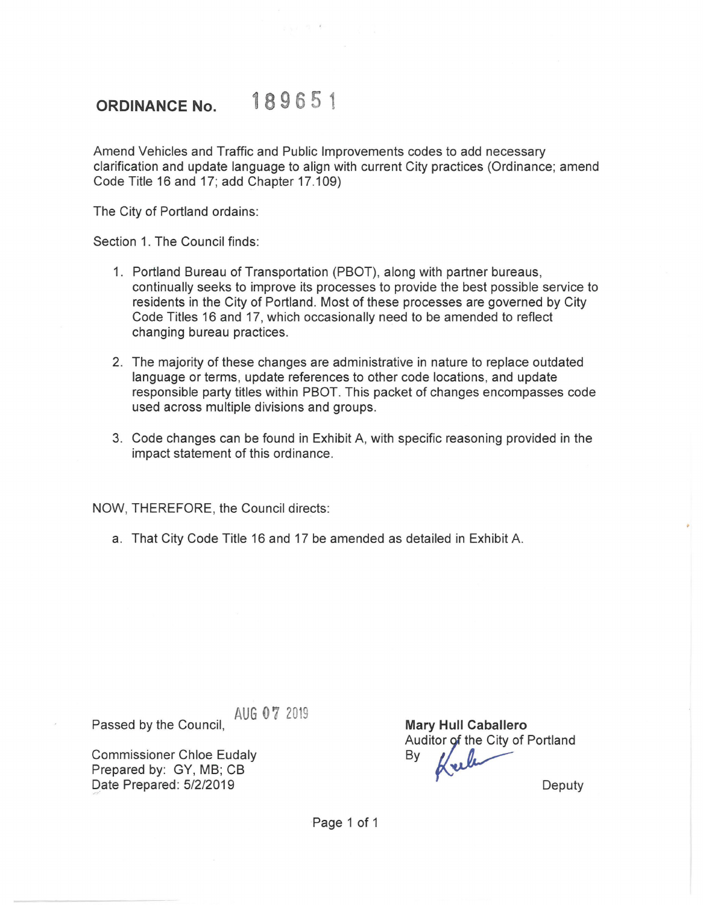# ORDINANCE No. 189651

Amend Vehicles and Traffic and Public Improvements codes to add necessary clarification and update language to align with current City practices (Ordinance; amend Code Title 16 and 17; add Chapter 17.109)

The City of Portland ordains:

Section 1. The Council finds:

1. Portland Bureau of Transportation (PBOT), along with partner bureaus, continually seeks to improve its processes to provide the best possible service to residents in the City of Portland. Most of these processes are governed by City Code Titles 16 and 17, which occasionally need to be amended to reflect changing bureau practices.

2. The majority of these changes are administrative in nature to replace outdated language or terms, update references to other code locations, and update responsible party titles within PBOT. This packet of changes encompasses code used across multiple divisions and groups.

3. Code changes can be found in Exhibit A, with specific reasoning provided in the impact statement of this ordinance.

NOW, THEREFORE, the Council directs:

a. That City Code Title 16 and 17 be amended as detailed in Exhibit A.

Passed by the Council, AUG 07 2019

Commissioner Chloe Eudaly
Prepared by: GY, MB; CB
Date Prepared: 5/2/2019

**Mary Hull Caballero**
Auditor of the City of Portland
By

Deputy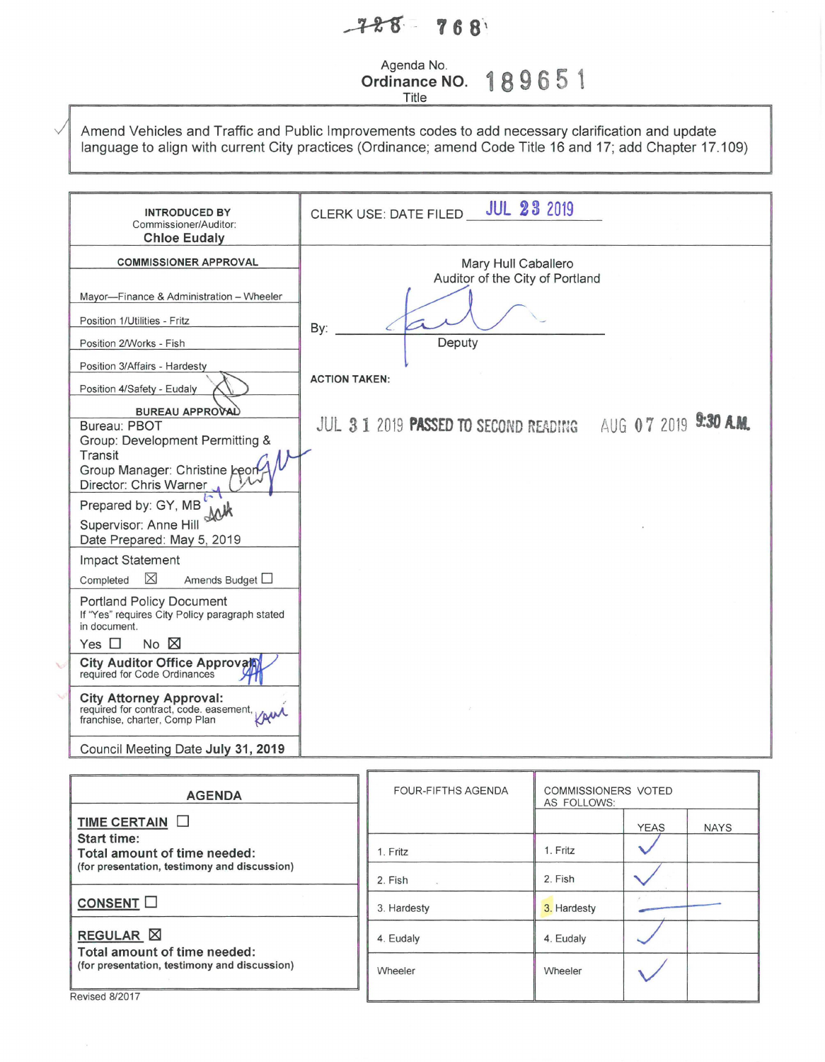~~728~~ 768

Agenda No.
**Ordinance NO.** 189651
Title

Amend Vehicles and Traffic and Public Improvements codes to add necessary clarification and update language to align with current City practices (Ordinance; amend Code Title 16 and 17; add Chapter 17.109)

| | |
|---|---|
| **INTRODUCED BY**<br>Commissioner/Auditor:<br>**Chloe Eudaly** | CLERK USE: DATE FILED JUL 23 2019 |
| **COMMISSIONER APPROVAL**<br>Mayor—Finance & Administration – Wheeler<br>Position 1/Utilities - Fritz<br>Position 2/Works - Fish<br>Position 3/Affairs - Hardesty<br>Position 4/Safety - Eudaly | Mary Hull Caballero<br>Auditor of the City of Portland<br><br>By: ______________<br>Deputy<br><br>**ACTION TAKEN:**<br><br>JUL 31 2019 **PASSED TO SECOND READING** AUG 07 2019 **9:30 A.M.** |
| **BUREAU APPROVAL**<br>Bureau: PBOT<br>Group: Development Permitting & Transit<br>Group Manager: Christine Leon<br>Director: Chris Warner | |
| Prepared by: GY, MB<br>Supervisor: Anne Hill<br>Date Prepared: May 5, 2019 | |
| Impact Statement<br>Completed ☒ Amends Budget ☐ | |
| Portland Policy Document<br>If "Yes" requires City Policy paragraph stated in document.<br>Yes ☐ No ☒ | |
| **City Auditor Office Approval:**<br>required for Code Ordinances | |
| **City Attorney Approval:**<br>required for contract, code, easement, franchise, charter, Comp Plan | |
| Council Meeting Date **July 31, 2019** | |

| **AGENDA** |
|---|
| **TIME CERTAIN** ☐<br>**Start time:**<br>**Total amount of time needed:**<br>**(for presentation, testimony and discussion)** |
| **CONSENT** ☐ |
| **REGULAR** ☒<br>**Total amount of time needed:**<br>**(for presentation, testimony and discussion)** |

Revised 8/2017

| FOUR-FIFTHS AGENDA | COMMISSIONERS VOTED AS FOLLOWS: | | |
|---|---|---|---|
| | | YEAS | NAYS |
| 1. Fritz | 1. Fritz | ✓ | |
| 2. Fish | 2. Fish | ✓ | |
| 3. Hardesty | 3. Hardesty | — | |
| 4. Eudaly | 4. Eudaly | ✓ | |
| Wheeler | Wheeler | ✓ | |